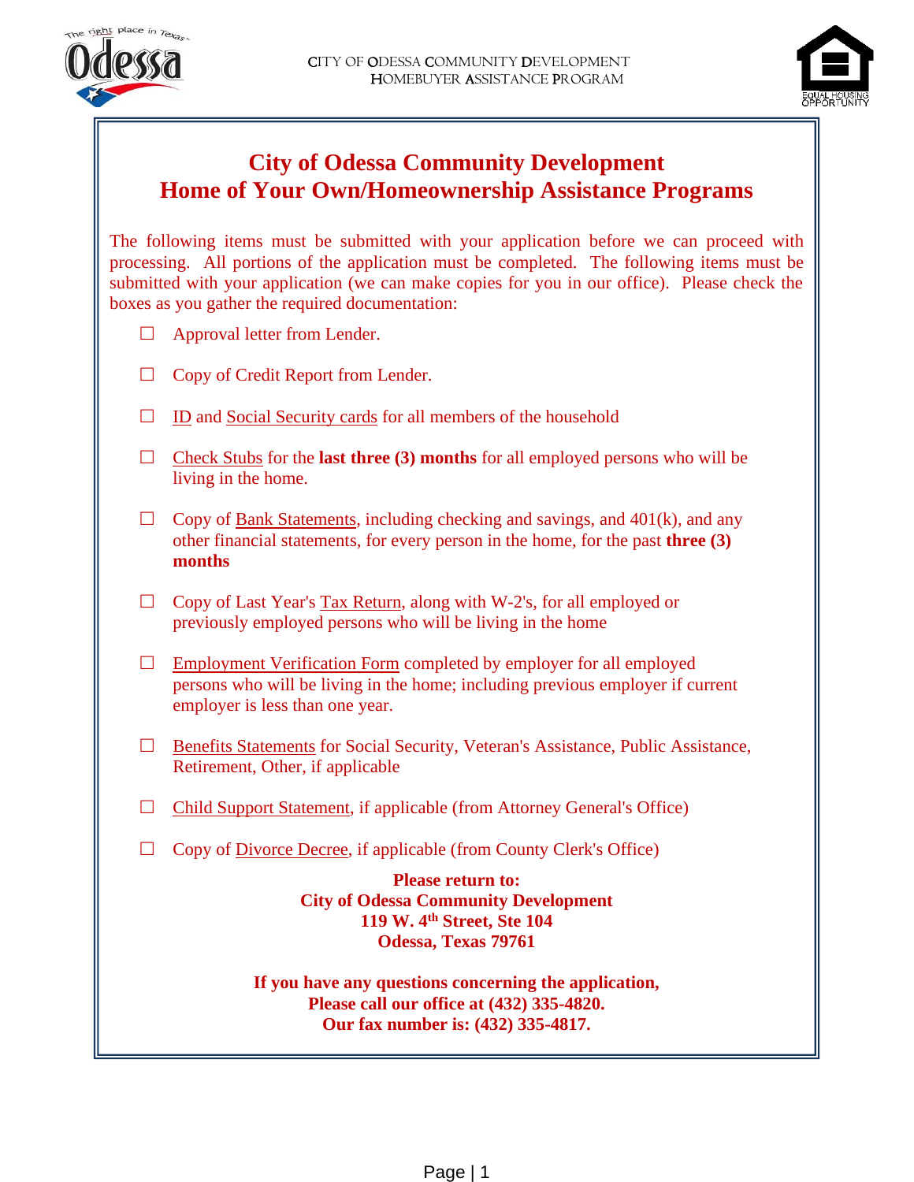CITY OF ODESSA COMMUNITY DEVELOPMENT
HOMEBUYER ASSISTANCE PROGRAM

# City of Odessa Community Development
# Home of Your Own/Homeownership Assistance Programs

The following items must be submitted with your application before we can proceed with processing. All portions of the application must be completed. The following items must be submitted with your application (we can make copies for you in our office). Please check the boxes as you gather the required documentation:

- ☐ Approval letter from Lender.
- ☐ Copy of Credit Report from Lender.
- ☐ ID and Social Security cards for all members of the household
- ☐ Check Stubs for the **last three (3) months** for all employed persons who will be living in the home.
- ☐ Copy of Bank Statements, including checking and savings, and 401(k), and any other financial statements, for every person in the home, for the past **three (3) months**
- ☐ Copy of Last Year's Tax Return, along with W-2's, for all employed or previously employed persons who will be living in the home
- ☐ Employment Verification Form completed by employer for all employed persons who will be living in the home; including previous employer if current employer is less than one year.
- ☐ Benefits Statements for Social Security, Veteran's Assistance, Public Assistance, Retirement, Other, if applicable
- ☐ Child Support Statement, if applicable (from Attorney General's Office)
- ☐ Copy of Divorce Decree, if applicable (from County Clerk's Office)

**Please return to:**
**City of Odessa Community Development**
**119 W. 4th Street, Ste 104**
**Odessa, Texas 79761**

**If you have any questions concerning the application,**
**Please call our office at (432) 335-4820.**
**Our fax number is: (432) 335-4817.**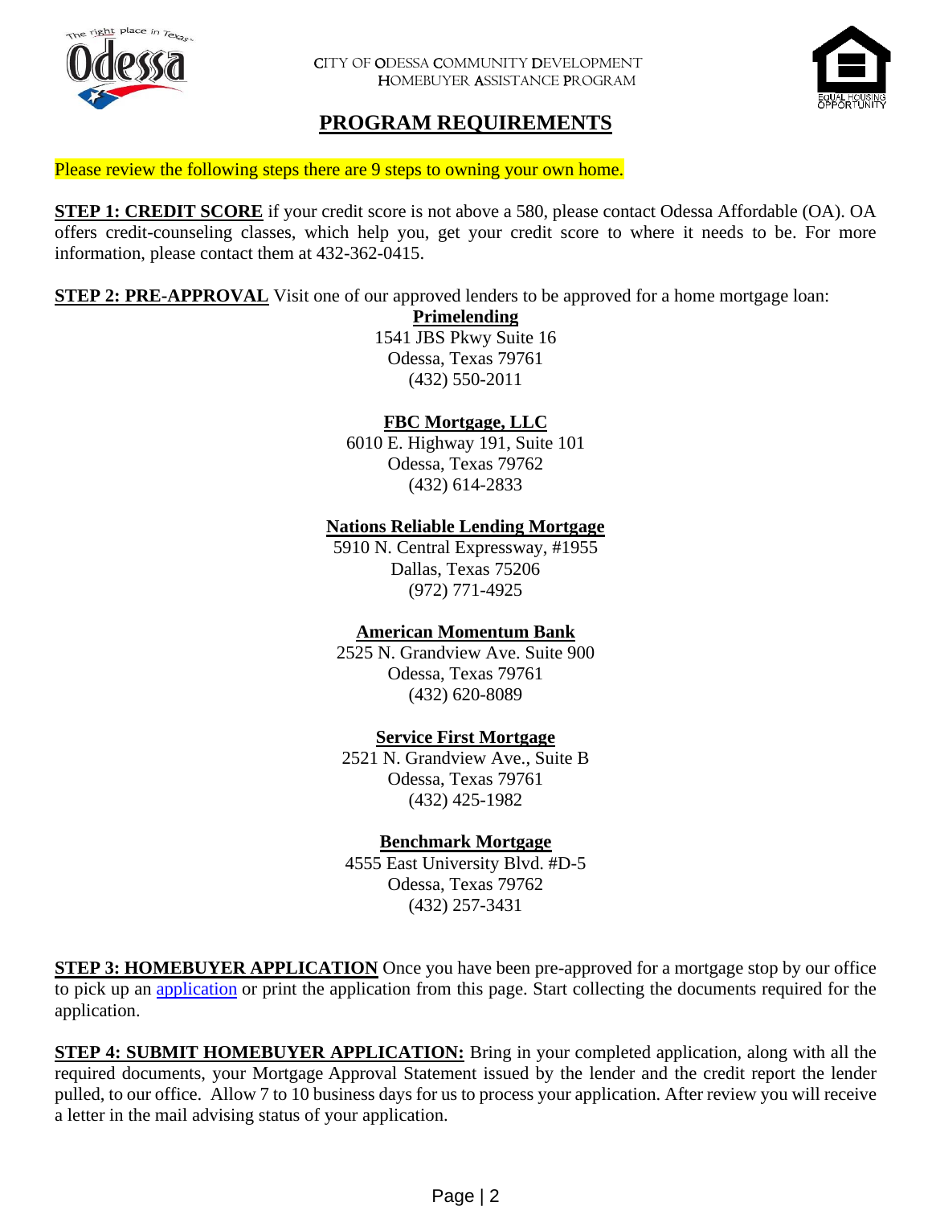CITY OF ODESSA COMMUNITY DEVELOPMENT
HOMEBUYER ASSISTANCE PROGRAM

## PROGRAM REQUIREMENTS

Please review the following steps there are 9 steps to owning your own home.

**STEP 1: CREDIT SCORE** if your credit score is not above a 580, please contact Odessa Affordable (OA). OA offers credit-counseling classes, which help you, get your credit score to where it needs to be. For more information, please contact them at 432-362-0415.

**STEP 2: PRE-APPROVAL** Visit one of our approved lenders to be approved for a home mortgage loan:

**Primelending**
1541 JBS Pkwy Suite 16
Odessa, Texas 79761
(432) 550-2011

**FBC Mortgage, LLC**
6010 E. Highway 191, Suite 101
Odessa, Texas 79762
(432) 614-2833

**Nations Reliable Lending Mortgage**
5910 N. Central Expressway, #1955
Dallas, Texas 75206
(972) 771-4925

**American Momentum Bank**
2525 N. Grandview Ave. Suite 900
Odessa, Texas 79761
(432) 620-8089

**Service First Mortgage**
2521 N. Grandview Ave., Suite B
Odessa, Texas 79761
(432) 425-1982

**Benchmark Mortgage**
4555 East University Blvd. #D-5
Odessa, Texas 79762
(432) 257-3431

**STEP 3: HOMEBUYER APPLICATION** Once you have been pre-approved for a mortgage stop by our office to pick up an application or print the application from this page. Start collecting the documents required for the application.

**STEP 4: SUBMIT HOMEBUYER APPLICATION:** Bring in your completed application, along with all the required documents, your Mortgage Approval Statement issued by the lender and the credit report the lender pulled, to our office. Allow 7 to 10 business days for us to process your application. After review you will receive a letter in the mail advising status of your application.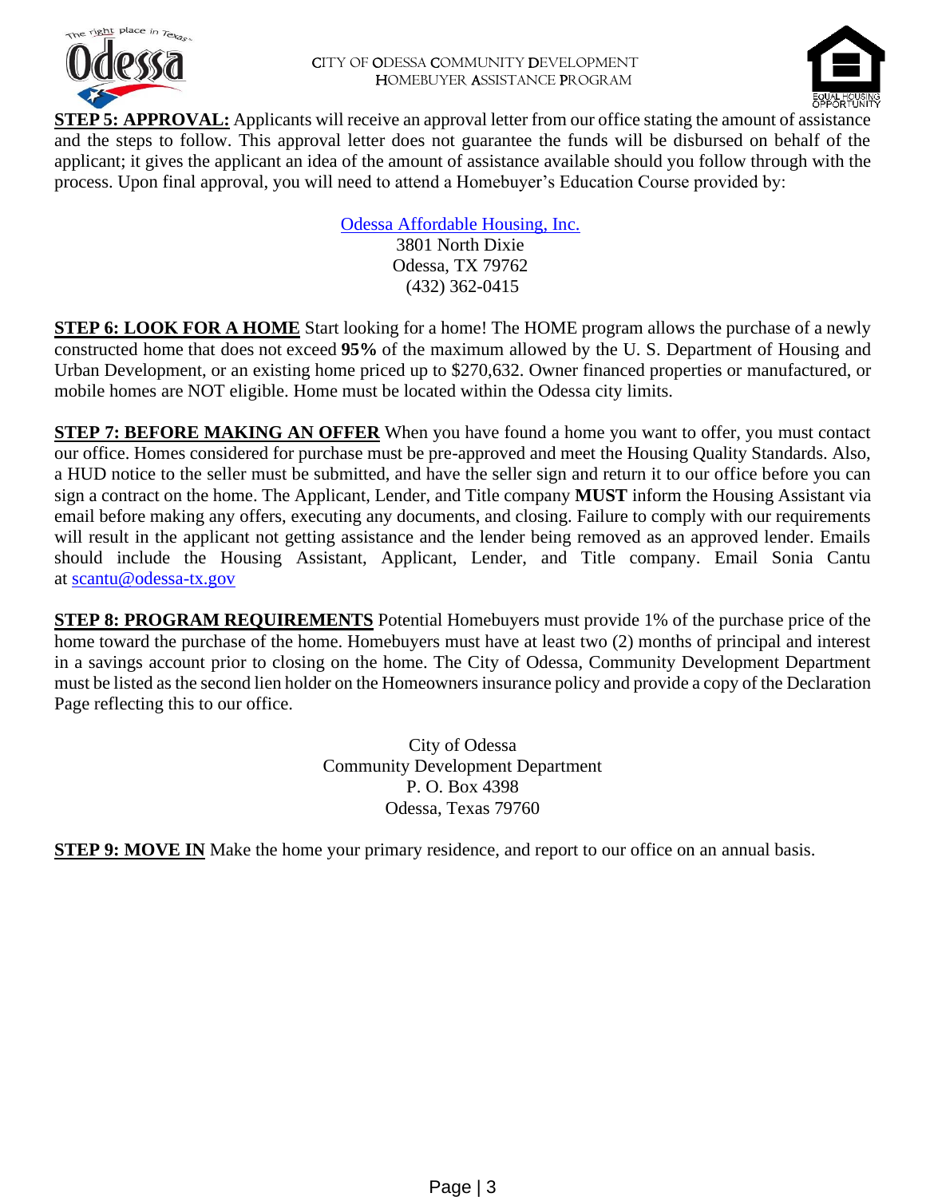**STEP 5: APPROVAL:** Applicants will receive an approval letter from our office stating the amount of assistance and the steps to follow. This approval letter does not guarantee the funds will be disbursed on behalf of the applicant; it gives the applicant an idea of the amount of assistance available should you follow through with the process. Upon final approval, you will need to attend a Homebuyer's Education Course provided by:

Odessa Affordable Housing, Inc.
3801 North Dixie
Odessa, TX 79762
(432) 362-0415

**STEP 6: LOOK FOR A HOME** Start looking for a home! The HOME program allows the purchase of a newly constructed home that does not exceed **95%** of the maximum allowed by the U. S. Department of Housing and Urban Development, or an existing home priced up to $270,632. Owner financed properties or manufactured, or mobile homes are NOT eligible. Home must be located within the Odessa city limits.

**STEP 7: BEFORE MAKING AN OFFER** When you have found a home you want to offer, you must contact our office. Homes considered for purchase must be pre-approved and meet the Housing Quality Standards. Also, a HUD notice to the seller must be submitted, and have the seller sign and return it to our office before you can sign a contract on the home. The Applicant, Lender, and Title company **MUST** inform the Housing Assistant via email before making any offers, executing any documents, and closing. Failure to comply with our requirements will result in the applicant not getting assistance and the lender being removed as an approved lender. Emails should include the Housing Assistant, Applicant, Lender, and Title company. Email Sonia Cantu at scantu@odessa-tx.gov

**STEP 8: PROGRAM REQUIREMENTS** Potential Homebuyers must provide 1% of the purchase price of the home toward the purchase of the home. Homebuyers must have at least two (2) months of principal and interest in a savings account prior to closing on the home. The City of Odessa, Community Development Department must be listed as the second lien holder on the Homeowners insurance policy and provide a copy of the Declaration Page reflecting this to our office.

City of Odessa
Community Development Department
P. O. Box 4398
Odessa, Texas 79760

**STEP 9: MOVE IN** Make the home your primary residence, and report to our office on an annual basis.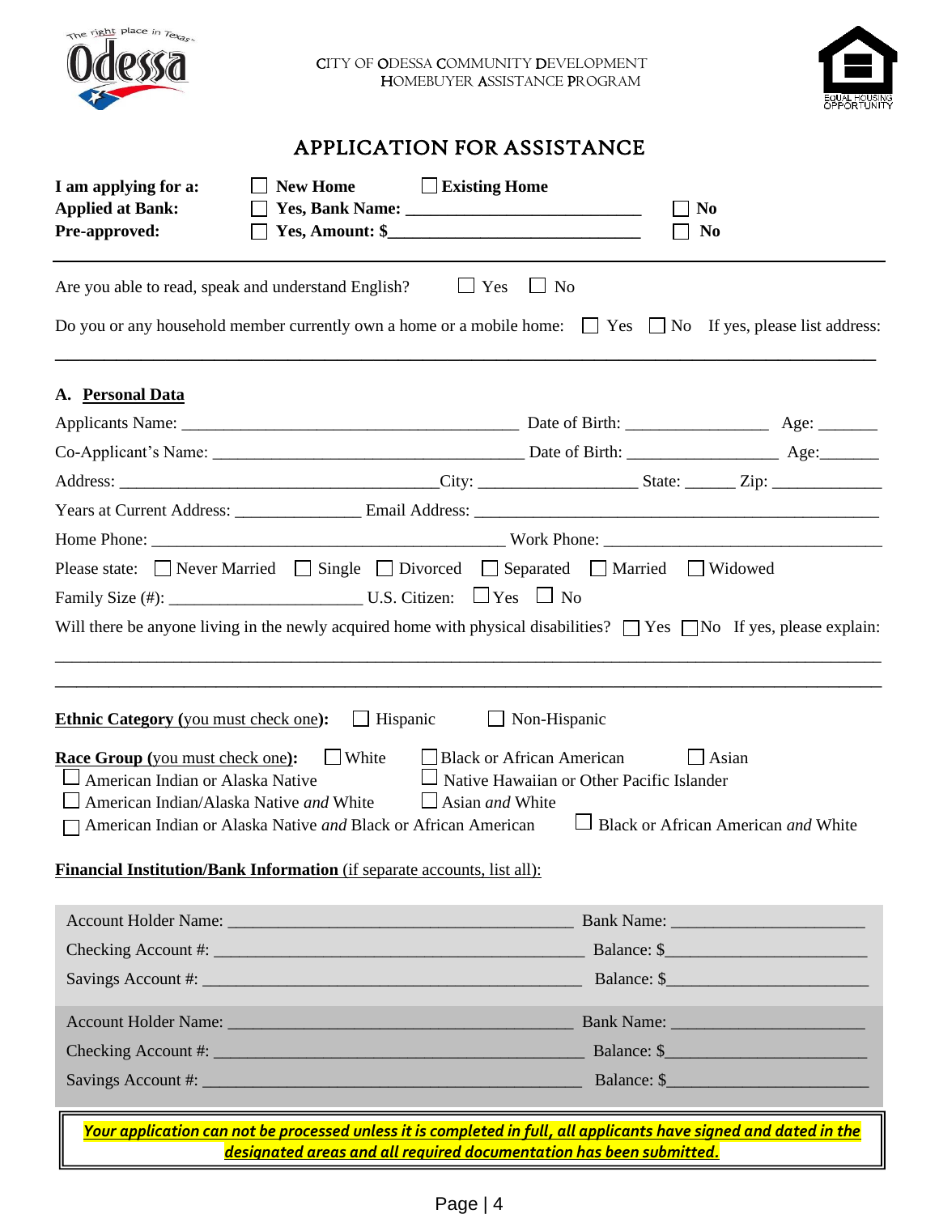CITY OF ODESSA COMMUNITY DEVELOPMENT
HOMEBUYER ASSISTANCE PROGRAM

EQUAL HOUSING OPPORTUNITY

# APPLICATION FOR ASSISTANCE

**I am applying for a:** ☐ **New Home** ☐ **Existing Home**
**Applied at Bank:** ☐ **Yes, Bank Name: ___________________________** ☐ **No**
**Pre-approved:** ☐ **Yes, Amount: $_____________________________** ☐ **No**

---

Are you able to read, speak and understand English? ☐ Yes ☐ No

Do you or any household member currently own a home or a mobile home: ☐ Yes ☐ No If yes, please list address:

_____________________________________________________________________________________

**A. Personal Data**

Applicants Name: _______________________________________ Date of Birth: ________________ Age: _______

Co-Applicant's Name: ____________________________________ Date of Birth: _________________ Age:_______

Address: ____________________________________City: __________________ State: ______ Zip: _____________

Years at Current Address: ______________ Email Address: _____________________________________________

Home Phone: __________________________________________ Work Phone: _________________________________

Please state: ☐ Never Married ☐ Single ☐ Divorced ☐ Separated ☐ Married ☐ Widowed

Family Size (#): ______________________ U.S. Citizen: ☐ Yes ☐ No

Will there be anyone living in the newly acquired home with physical disabilities? ☐ Yes ☐ No If yes, please explain:

_____________________________________________________________________________________

_____________________________________________________________________________________

**Ethnic Category** (you must check one)**:** ☐ Hispanic ☐ Non-Hispanic

**Race Group** (you must check one)**:** ☐ White ☐ Black or African American ☐ Asian
☐ American Indian or Alaska Native ☐ Native Hawaiian or Other Pacific Islander
☐ American Indian/Alaska Native *and* White ☐ Asian *and* White
☐ American Indian or Alaska Native *and* Black or African American ☐ Black or African American *and* White

**Financial Institution/Bank Information** (if separate accounts, list all):

Account Holder Name: ________________________________________ Bank Name: ______________________
Checking Account #: ___________________________________________ Balance: $______________________
Savings Account #: ____________________________________________ Balance: $______________________

Account Holder Name: ________________________________________ Bank Name: ______________________
Checking Account #: ___________________________________________ Balance: $______________________
Savings Account #: ____________________________________________ Balance: $______________________

***Your application can not be processed unless it is completed in full, all applicants have signed and dated in the designated areas and all required documentation has been submitted.***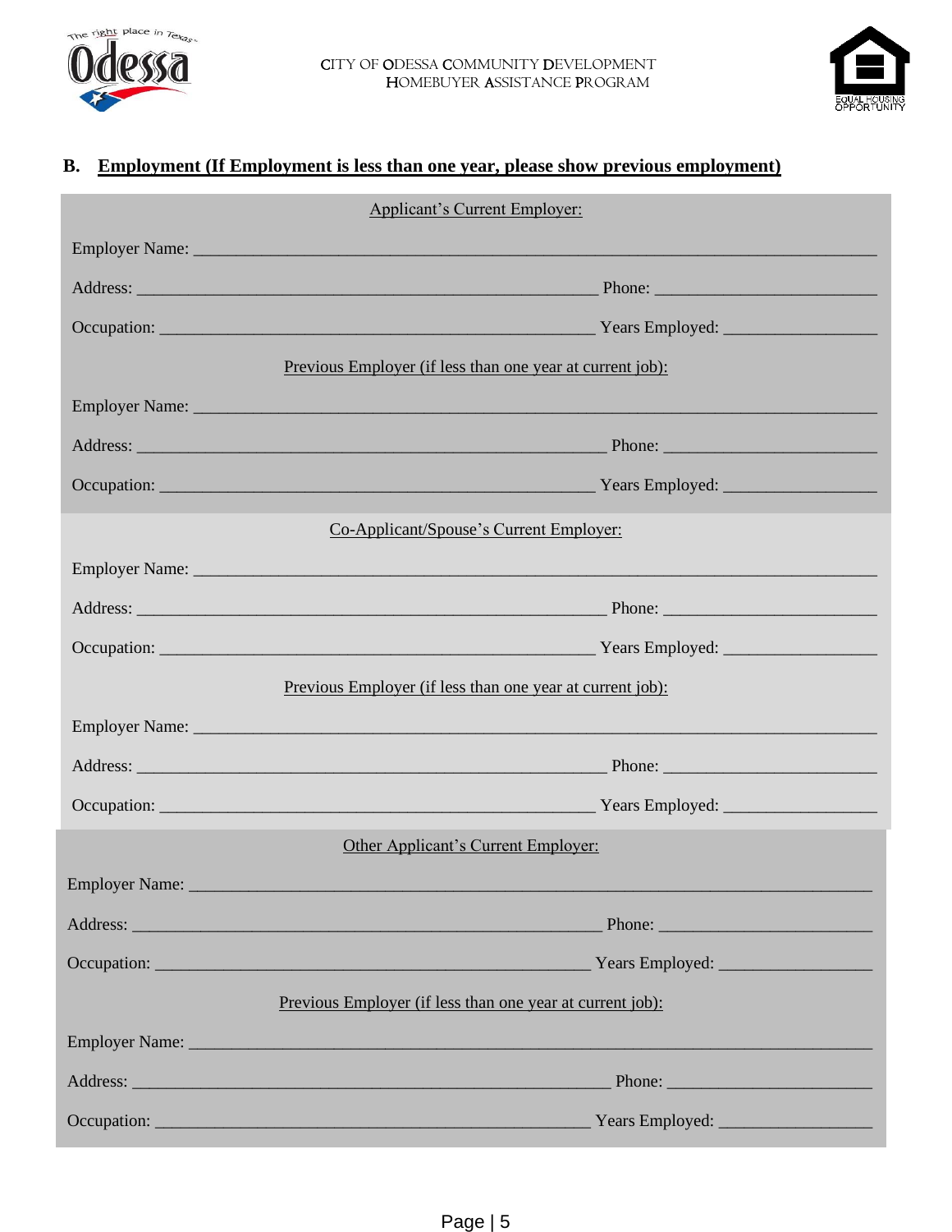CITY OF ODESSA COMMUNITY DEVELOPMENT
HOMEBUYER ASSISTANCE PROGRAM

## B. Employment (If Employment is less than one year, please show previous employment)

Applicant's Current Employer:

Employer Name: ___________________________________________________________________________

Address: ___________________________________________________ Phone: ________________________

Occupation: _________________________________________________ Years Employed: _________________

Previous Employer (if less than one year at current job):

Employer Name: ___________________________________________________________________________

Address: ___________________________________________________ Phone: ________________________

Occupation: _________________________________________________ Years Employed: _________________

Co-Applicant/Spouse's Current Employer:

Employer Name: ___________________________________________________________________________

Address: ___________________________________________________ Phone: ________________________

Occupation: _________________________________________________ Years Employed: _________________

Previous Employer (if less than one year at current job):

Employer Name: ___________________________________________________________________________

Address: ___________________________________________________ Phone: ________________________

Occupation: _________________________________________________ Years Employed: _________________

Other Applicant's Current Employer:

Employer Name: ___________________________________________________________________________

Address: ___________________________________________________ Phone: ________________________

Occupation: _________________________________________________ Years Employed: _________________

Previous Employer (if less than one year at current job):

Employer Name: ___________________________________________________________________________

Address: ___________________________________________________ Phone: ________________________

Occupation: _________________________________________________ Years Employed: _________________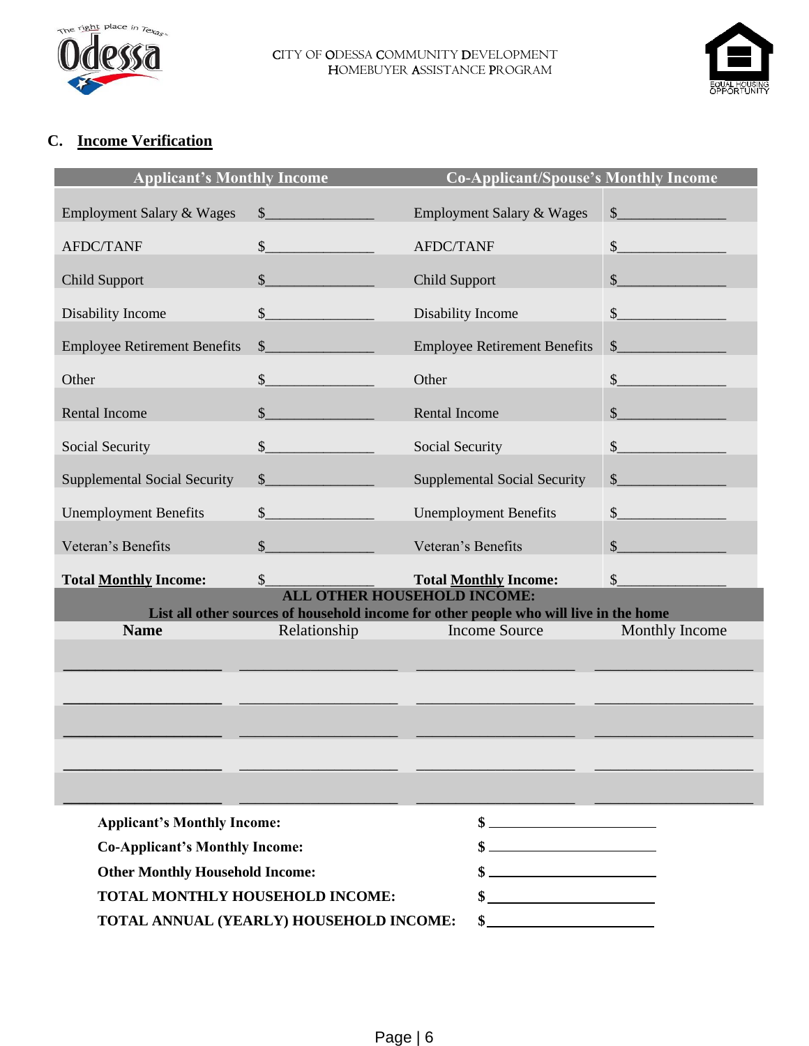## C. Income Verification

| Applicant's Monthly Income | | Co-Applicant/Spouse's Monthly Income | |
|---|---|---|---|
| Employment Salary & Wages | $______________ | Employment Salary & Wages | $______________ |
| AFDC/TANF | $______________ | AFDC/TANF | $______________ |
| Child Support | $______________ | Child Support | $______________ |
| Disability Income | $______________ | Disability Income | $______________ |
| Employee Retirement Benefits | $______________ | Employee Retirement Benefits | $______________ |
| Other | $______________ | Other | $______________ |
| Rental Income | $______________ | Rental Income | $______________ |
| Social Security | $______________ | Social Security | $______________ |
| Supplemental Social Security | $______________ | Supplemental Social Security | $______________ |
| Unemployment Benefits | $______________ | Unemployment Benefits | $______________ |
| Veteran's Benefits | $______________ | Veteran's Benefits | $______________ |
| **Total Monthly Income:** | $______________ | **Total Monthly Income:** | $______________ |

**ALL OTHER HOUSEHOLD INCOME:**
**List all other sources of household income for other people who will live in the home**

| Name | Relationship | Income Source | Monthly Income |
|---|---|---|---|
| ____________________ | ____________________ | ____________________ | ____________________ |
| ____________________ | ____________________ | ____________________ | ____________________ |
| ____________________ | ____________________ | ____________________ | ____________________ |
| ____________________ | ____________________ | ____________________ | ____________________ |
| ____________________ | ____________________ | ____________________ | ____________________ |

**Applicant's Monthly Income:** $ ____________________

**Co-Applicant's Monthly Income:** $ ____________________

**Other Monthly Household Income:** $ ____________________

**TOTAL MONTHLY HOUSEHOLD INCOME:** $ ____________________

**TOTAL ANNUAL (YEARLY) HOUSEHOLD INCOME:** $ ____________________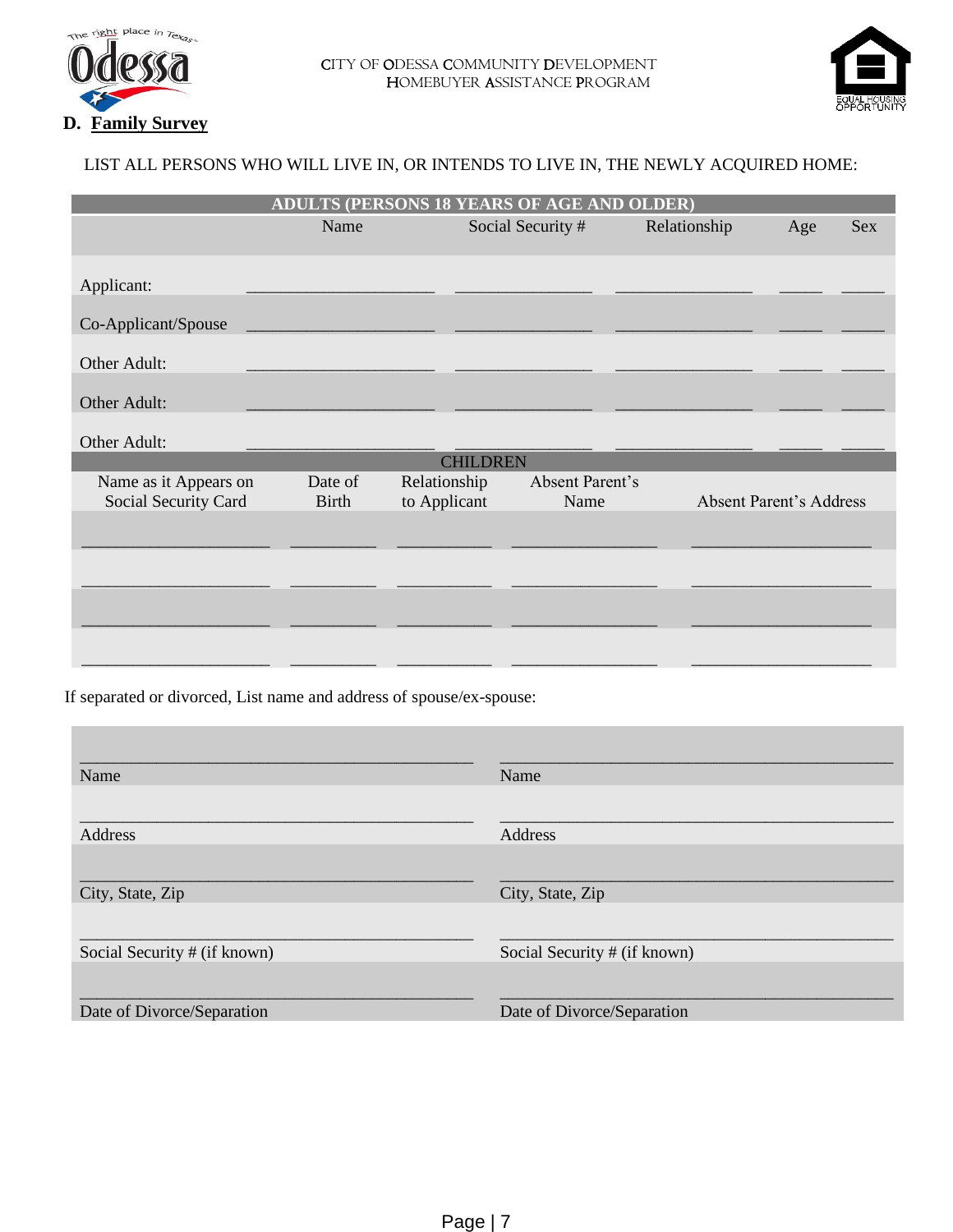CITY OF ODESSA COMMUNITY DEVELOPMENT
HOMEBUYER ASSISTANCE PROGRAM

## D. Family Survey

LIST ALL PERSONS WHO WILL LIVE IN, OR INTENDS TO LIVE IN, THE NEWLY ACQUIRED HOME:

| ADULTS (PERSONS 18 YEARS OF AGE AND OLDER) | | | | | |
|---|---|---|---|---|---|
| | Name | Social Security # | Relationship | Age | Sex |
| Applicant: | ____________________ | _______________ | _______________ | _____ | _____ |
| Co-Applicant/Spouse | ____________________ | _______________ | _______________ | _____ | _____ |
| Other Adult: | ____________________ | _______________ | _______________ | _____ | _____ |
| Other Adult: | ____________________ | _______________ | _______________ | _____ | _____ |
| Other Adult: | ____________________ | _______________ | _______________ | _____ | _____ |

| CHILDREN | | | | |
|---|---|---|---|---|
| Name as it Appears on Social Security Card | Date of Birth | Relationship to Applicant | Absent Parent's Name | Absent Parent's Address |
| ____________________ | _________ | __________ | ________________ | ____________________ |
| ____________________ | _________ | __________ | ________________ | ____________________ |
| ____________________ | _________ | __________ | ________________ | ____________________ |
| ____________________ | _________ | __________ | ________________ | ____________________ |

If separated or divorced, List name and address of spouse/ex-spouse:

| | |
|---|---|
| ____________________________________________ | ____________________________________________ |
| Name | Name |
| ____________________________________________ | ____________________________________________ |
| Address | Address |
| ____________________________________________ | ____________________________________________ |
| City, State, Zip | City, State, Zip |
| ____________________________________________ | ____________________________________________ |
| Social Security # (if known) | Social Security # (if known) |
| ____________________________________________ | ____________________________________________ |
| Date of Divorce/Separation | Date of Divorce/Separation |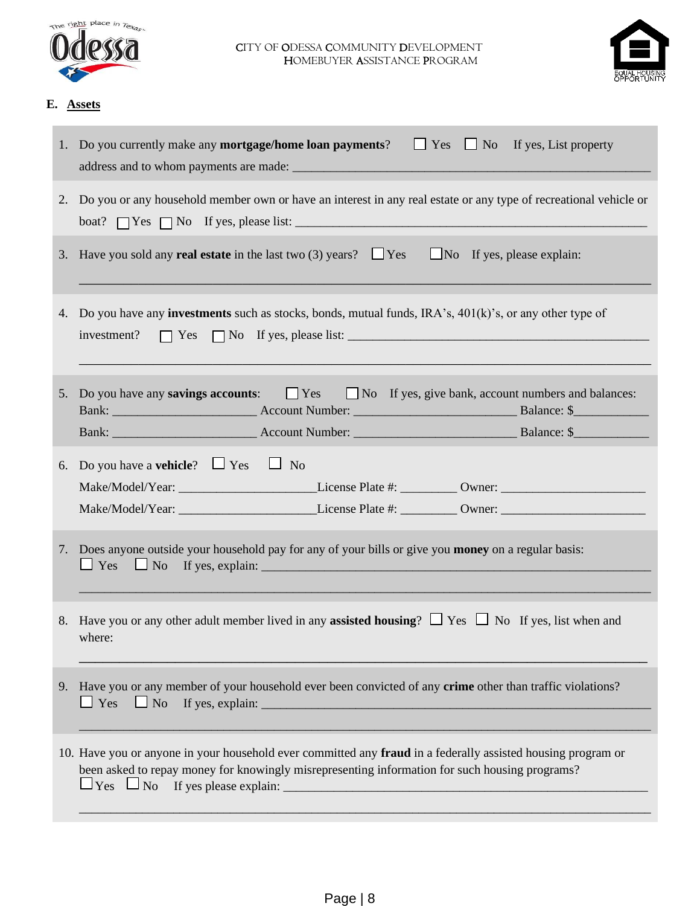CITY OF ODESSA COMMUNITY DEVELOPMENT
HOMEBUYER ASSISTANCE PROGRAM

## E. Assets

1. Do you currently make any **mortgage/home loan payments**? ☐ Yes ☐ No If yes, List property address and to whom payments are made: ______________________________

2. Do you or any household member own or have an interest in any real estate or any type of recreational vehicle or boat? ☐ Yes ☐ No If yes, please list: ______________________________

3. Have you sold any **real estate** in the last two (3) years? ☐ Yes ☐ No If yes, please explain:
______________________________

4. Do you have any **investments** such as stocks, bonds, mutual funds, IRA's, 401(k)'s, or any other type of investment? ☐ Yes ☐ No If yes, please list: ______________________________
______________________________

5. Do you have any **savings accounts**: ☐ Yes ☐ No If yes, give bank, account numbers and balances:
Bank: ____________ Account Number: ____________ Balance: $________
Bank: ____________ Account Number: ____________ Balance: $________

6. Do you have a **vehicle**? ☐ Yes ☐ No
Make/Model/Year: ____________ License Plate #: ________ Owner: ____________
Make/Model/Year: ____________ License Plate #: ________ Owner: ____________

7. Does anyone outside your household pay for any of your bills or give you **money** on a regular basis:
☐ Yes ☐ No If yes, explain: ______________________________
______________________________

8. Have you or any other adult member lived in any **assisted housing**? ☐ Yes ☐ No If yes, list when and where:
______________________________

9. Have you or any member of your household ever been convicted of any **crime** other than traffic violations?
☐ Yes ☐ No If yes, explain: ______________________________
______________________________

10. Have you or anyone in your household ever committed any **fraud** in a federally assisted housing program or been asked to repay money for knowingly misrepresenting information for such housing programs?
☐ Yes ☐ No If yes please explain: ______________________________
______________________________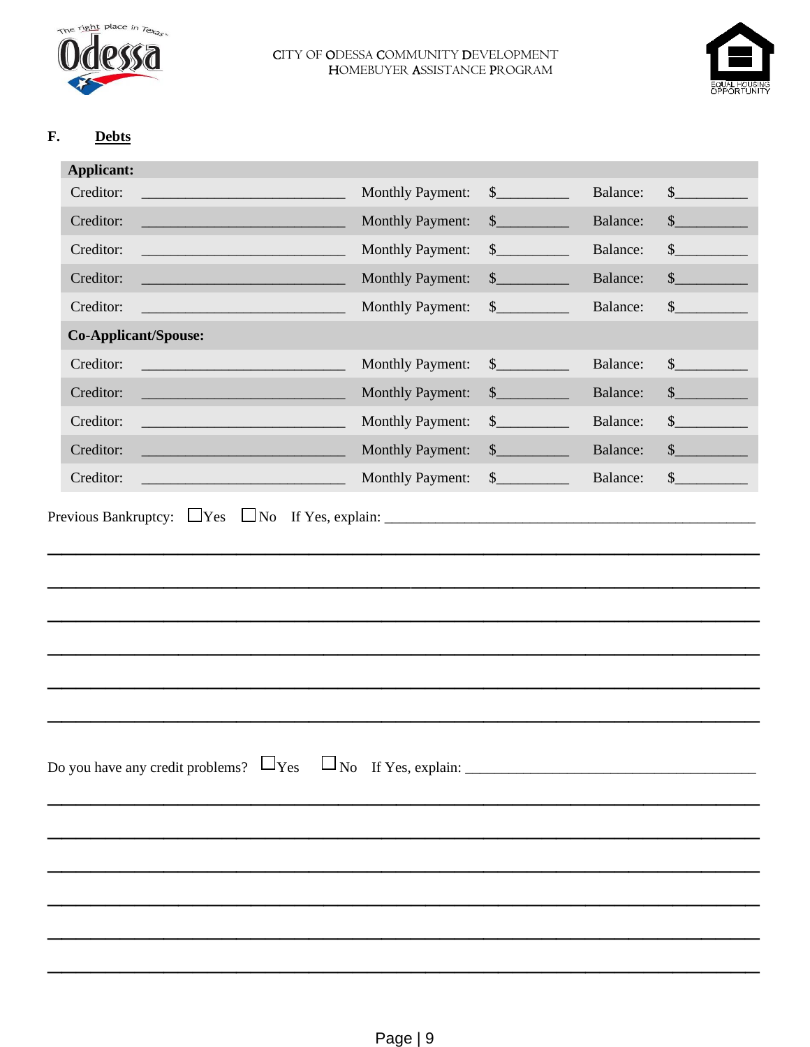CITY OF ODESSA COMMUNITY DEVELOPMENT
HOMEBUYER ASSISTANCE PROGRAM

**F. Debts**

| **Applicant:** | | | | | |
|---|---|---|---|---|---|
| Creditor: | ___________________________ | Monthly Payment: | $_________ | Balance: | $_________ |
| Creditor: | ___________________________ | Monthly Payment: | $_________ | Balance: | $_________ |
| Creditor: | ___________________________ | Monthly Payment: | $_________ | Balance: | $_________ |
| Creditor: | ___________________________ | Monthly Payment: | $_________ | Balance: | $_________ |
| Creditor: | ___________________________ | Monthly Payment: | $_________ | Balance: | $_________ |
| **Co-Applicant/Spouse:** | | | | | |
| Creditor: | ___________________________ | Monthly Payment: | $_________ | Balance: | $_________ |
| Creditor: | ___________________________ | Monthly Payment: | $_________ | Balance: | $_________ |
| Creditor: | ___________________________ | Monthly Payment: | $_________ | Balance: | $_________ |
| Creditor: | ___________________________ | Monthly Payment: | $_________ | Balance: | $_________ |
| Creditor: | ___________________________ | Monthly Payment: | $_________ | Balance: | $_________ |

Previous Bankruptcy: ☐Yes ☐No If Yes, explain: ____________________________________________________

______________________________________________________________________________

______________________________________________________________________________

______________________________________________________________________________

______________________________________________________________________________

______________________________________________________________________________

______________________________________________________________________________

Do you have any credit problems? ☐Yes ☐No If Yes, explain: ________________________________________

______________________________________________________________________________

______________________________________________________________________________

______________________________________________________________________________

______________________________________________________________________________

______________________________________________________________________________

______________________________________________________________________________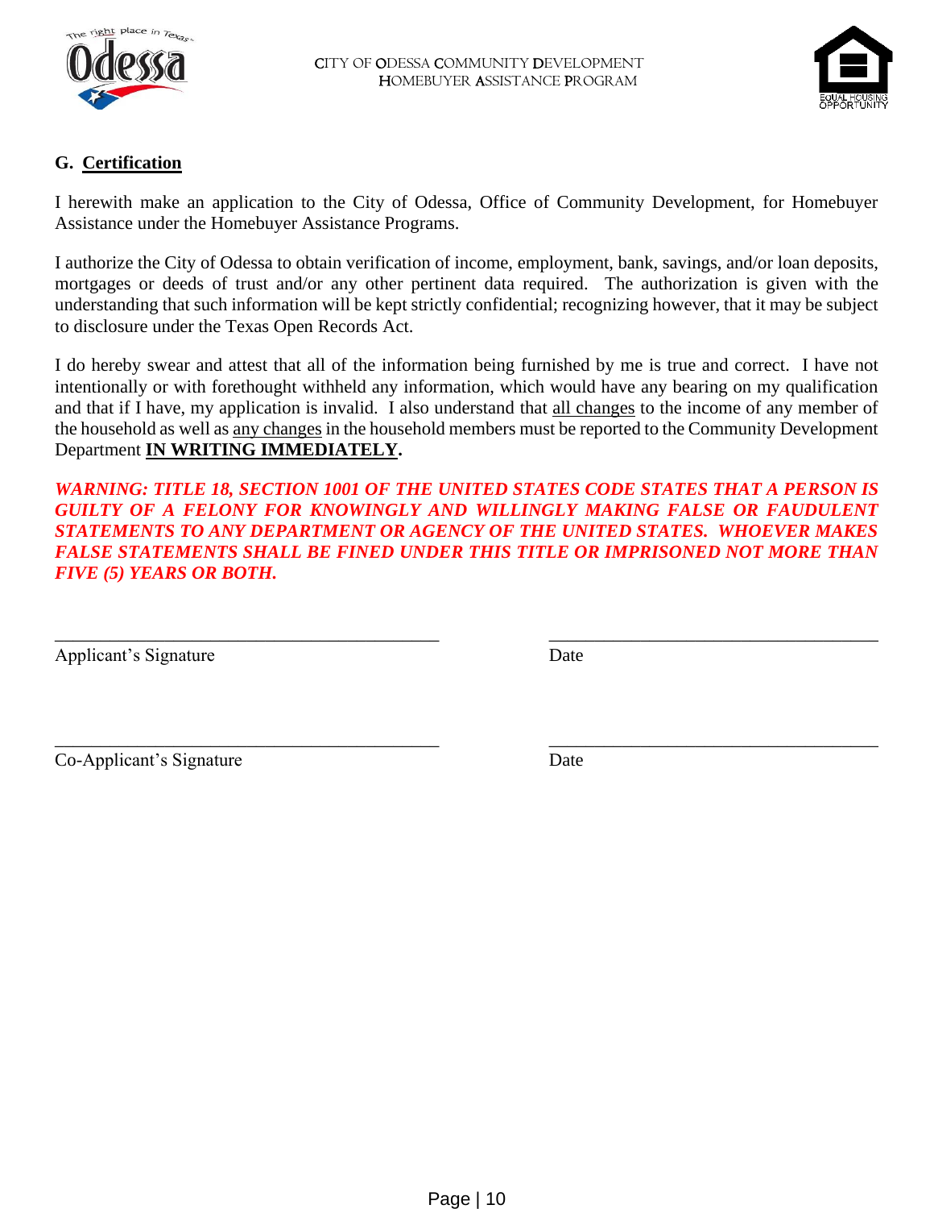## G. Certification

I herewith make an application to the City of Odessa, Office of Community Development, for Homebuyer Assistance under the Homebuyer Assistance Programs.

I authorize the City of Odessa to obtain verification of income, employment, bank, savings, and/or loan deposits, mortgages or deeds of trust and/or any other pertinent data required. The authorization is given with the understanding that such information will be kept strictly confidential; recognizing however, that it may be subject to disclosure under the Texas Open Records Act.

I do hereby swear and attest that all of the information being furnished by me is true and correct. I have not intentionally or with forethought withheld any information, which would have any bearing on my qualification and that if I have, my application is invalid. I also understand that all changes to the income of any member of the household as well as any changes in the household members must be reported to the Community Development Department **IN WRITING IMMEDIATELY.**

***WARNING: TITLE 18, SECTION 1001 OF THE UNITED STATES CODE STATES THAT A PERSON IS GUILTY OF A FELONY FOR KNOWINGLY AND WILLINGLY MAKING FALSE OR FAUDULENT STATEMENTS TO ANY DEPARTMENT OR AGENCY OF THE UNITED STATES. WHOEVER MAKES FALSE STATEMENTS SHALL BE FINED UNDER THIS TITLE OR IMPRISONED NOT MORE THAN FIVE (5) YEARS OR BOTH.***

\_\_\_\_\_\_\_\_\_\_\_\_\_\_\_\_\_\_\_\_\_\_\_\_\_\_\_\_\_\_\_\_\_\_\_\_\_\_\_\_ &nbsp;&nbsp;&nbsp;&nbsp; \_\_\_\_\_\_\_\_\_\_\_\_\_\_\_\_\_\_\_\_\_\_\_\_\_\_\_\_\_\_\_\_\_\_\_

Applicant's Signature &nbsp;&nbsp;&nbsp;&nbsp; Date

\_\_\_\_\_\_\_\_\_\_\_\_\_\_\_\_\_\_\_\_\_\_\_\_\_\_\_\_\_\_\_\_\_\_\_\_\_\_\_\_ &nbsp;&nbsp;&nbsp;&nbsp; \_\_\_\_\_\_\_\_\_\_\_\_\_\_\_\_\_\_\_\_\_\_\_\_\_\_\_\_\_\_\_\_\_\_\_

Co-Applicant's Signature &nbsp;&nbsp;&nbsp;&nbsp; Date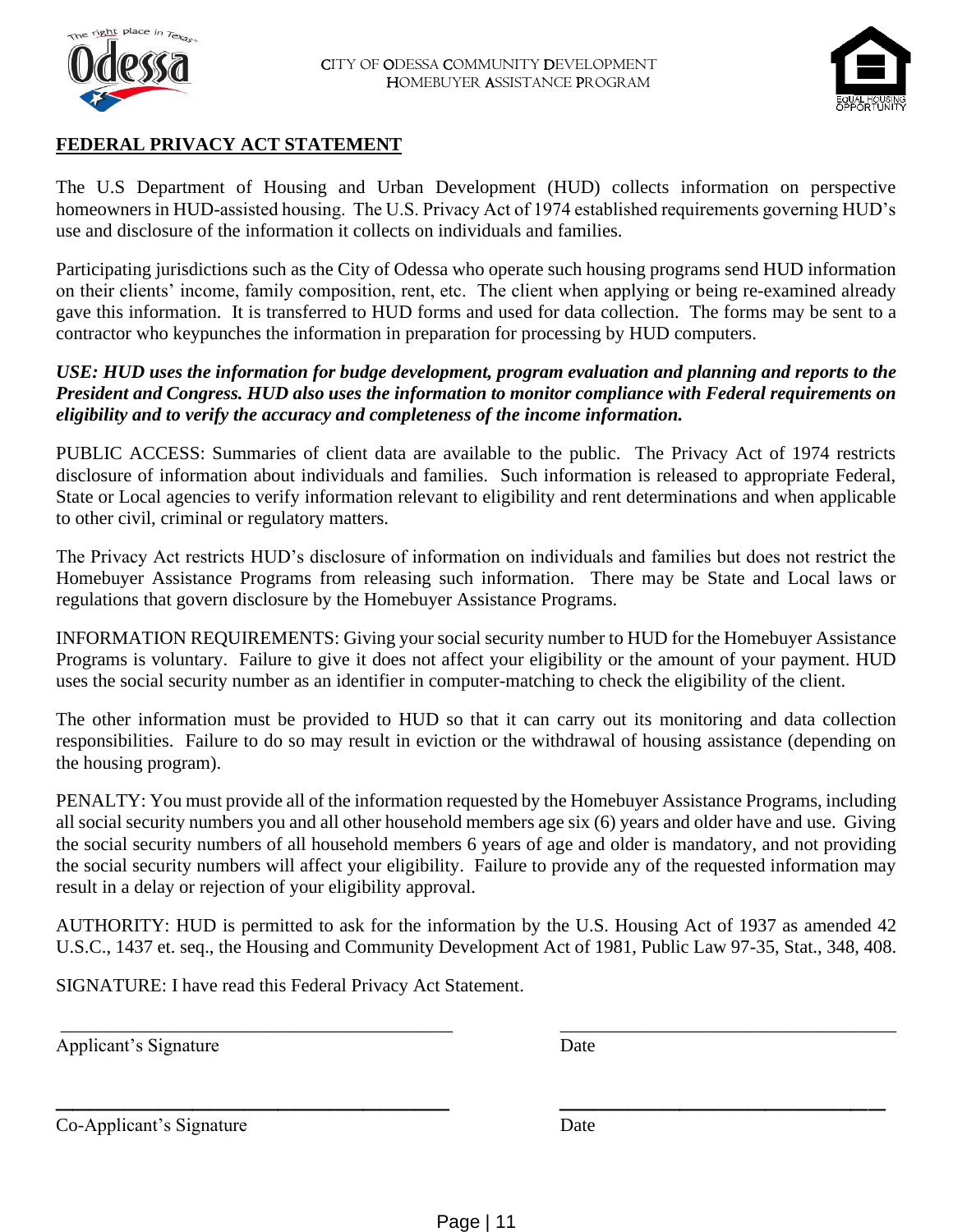CITY OF ODESSA COMMUNITY DEVELOPMENT
HOMEBUYER ASSISTANCE PROGRAM

**FEDERAL PRIVACY ACT STATEMENT**

The U.S Department of Housing and Urban Development (HUD) collects information on perspective homeowners in HUD-assisted housing. The U.S. Privacy Act of 1974 established requirements governing HUD's use and disclosure of the information it collects on individuals and families.

Participating jurisdictions such as the City of Odessa who operate such housing programs send HUD information on their clients' income, family composition, rent, etc. The client when applying or being re-examined already gave this information. It is transferred to HUD forms and used for data collection. The forms may be sent to a contractor who keypunches the information in preparation for processing by HUD computers.

***USE: HUD uses the information for budge development, program evaluation and planning and reports to the President and Congress. HUD also uses the information to monitor compliance with Federal requirements on eligibility and to verify the accuracy and completeness of the income information.***

PUBLIC ACCESS: Summaries of client data are available to the public. The Privacy Act of 1974 restricts disclosure of information about individuals and families. Such information is released to appropriate Federal, State or Local agencies to verify information relevant to eligibility and rent determinations and when applicable to other civil, criminal or regulatory matters.

The Privacy Act restricts HUD's disclosure of information on individuals and families but does not restrict the Homebuyer Assistance Programs from releasing such information. There may be State and Local laws or regulations that govern disclosure by the Homebuyer Assistance Programs.

INFORMATION REQUIREMENTS: Giving your social security number to HUD for the Homebuyer Assistance Programs is voluntary. Failure to give it does not affect your eligibility or the amount of your payment. HUD uses the social security number as an identifier in computer-matching to check the eligibility of the client.

The other information must be provided to HUD so that it can carry out its monitoring and data collection responsibilities. Failure to do so may result in eviction or the withdrawal of housing assistance (depending on the housing program).

PENALTY: You must provide all of the information requested by the Homebuyer Assistance Programs, including all social security numbers you and all other household members age six (6) years and older have and use. Giving the social security numbers of all household members 6 years of age and older is mandatory, and not providing the social security numbers will affect your eligibility. Failure to provide any of the requested information may result in a delay or rejection of your eligibility approval.

AUTHORITY: HUD is permitted to ask for the information by the U.S. Housing Act of 1937 as amended 42 U.S.C., 1437 et. seq., the Housing and Community Development Act of 1981, Public Law 97-35, Stat., 348, 408.

SIGNATURE: I have read this Federal Privacy Act Statement.

\_\_\_\_\_\_\_\_\_\_\_\_\_\_\_\_\_\_\_\_\_\_\_\_\_\_\_\_\_\_\_\_\_\_\_\_\_\_\_\_ \_\_\_\_\_\_\_\_\_\_\_\_\_\_\_\_\_\_\_\_\_\_\_\_\_\_\_\_\_\_\_\_\_\_
Applicant's Signature Date

\_\_\_\_\_\_\_\_\_\_\_\_\_\_\_\_\_\_\_\_\_\_\_\_\_\_\_\_\_\_\_\_\_\_\_\_\_\_\_\_ \_\_\_\_\_\_\_\_\_\_\_\_\_\_\_\_\_\_\_\_\_\_\_\_\_\_\_\_\_\_\_\_\_\_
Co-Applicant's Signature Date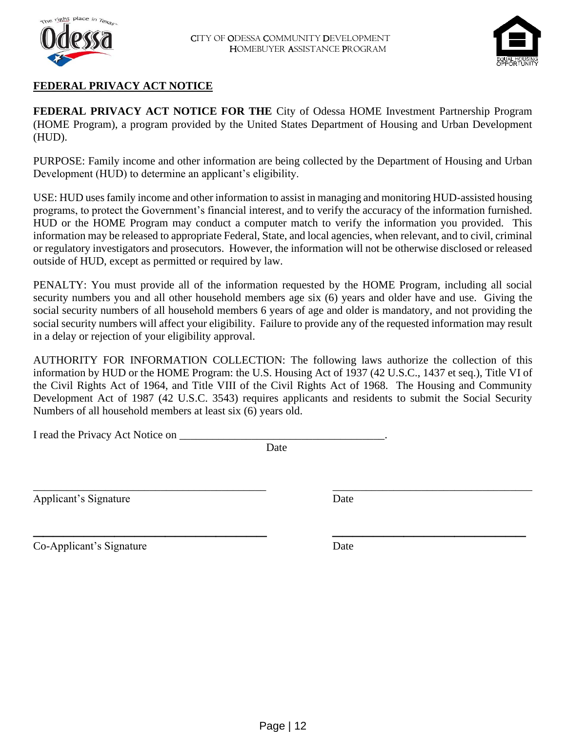CITY OF ODESSA COMMUNITY DEVELOPMENT
HOMEBUYER ASSISTANCE PROGRAM

## FEDERAL PRIVACY ACT NOTICE

**FEDERAL PRIVACY ACT NOTICE FOR THE** City of Odessa HOME Investment Partnership Program (HOME Program), a program provided by the United States Department of Housing and Urban Development (HUD).

PURPOSE: Family income and other information are being collected by the Department of Housing and Urban Development (HUD) to determine an applicant's eligibility.

USE: HUD uses family income and other information to assist in managing and monitoring HUD-assisted housing programs, to protect the Government's financial interest, and to verify the accuracy of the information furnished. HUD or the HOME Program may conduct a computer match to verify the information you provided. This information may be released to appropriate Federal, State, and local agencies, when relevant, and to civil, criminal or regulatory investigators and prosecutors. However, the information will not be otherwise disclosed or released outside of HUD, except as permitted or required by law.

PENALTY: You must provide all of the information requested by the HOME Program, including all social security numbers you and all other household members age six (6) years and older have and use. Giving the social security numbers of all household members 6 years of age and older is mandatory, and not providing the social security numbers will affect your eligibility. Failure to provide any of the requested information may result in a delay or rejection of your eligibility approval.

AUTHORITY FOR INFORMATION COLLECTION: The following laws authorize the collection of this information by HUD or the HOME Program: the U.S. Housing Act of 1937 (42 U.S.C., 1437 et seq.), Title VI of the Civil Rights Act of 1964, and Title VIII of the Civil Rights Act of 1968. The Housing and Community Development Act of 1987 (42 U.S.C. 3543) requires applicants and residents to submit the Social Security Numbers of all household members at least six (6) years old.

I read the Privacy Act Notice on ____________________________________.
Date

____________________________________________ ____________________________________

Applicant's Signature Date

____________________________________________ ____________________________________

Co-Applicant's Signature Date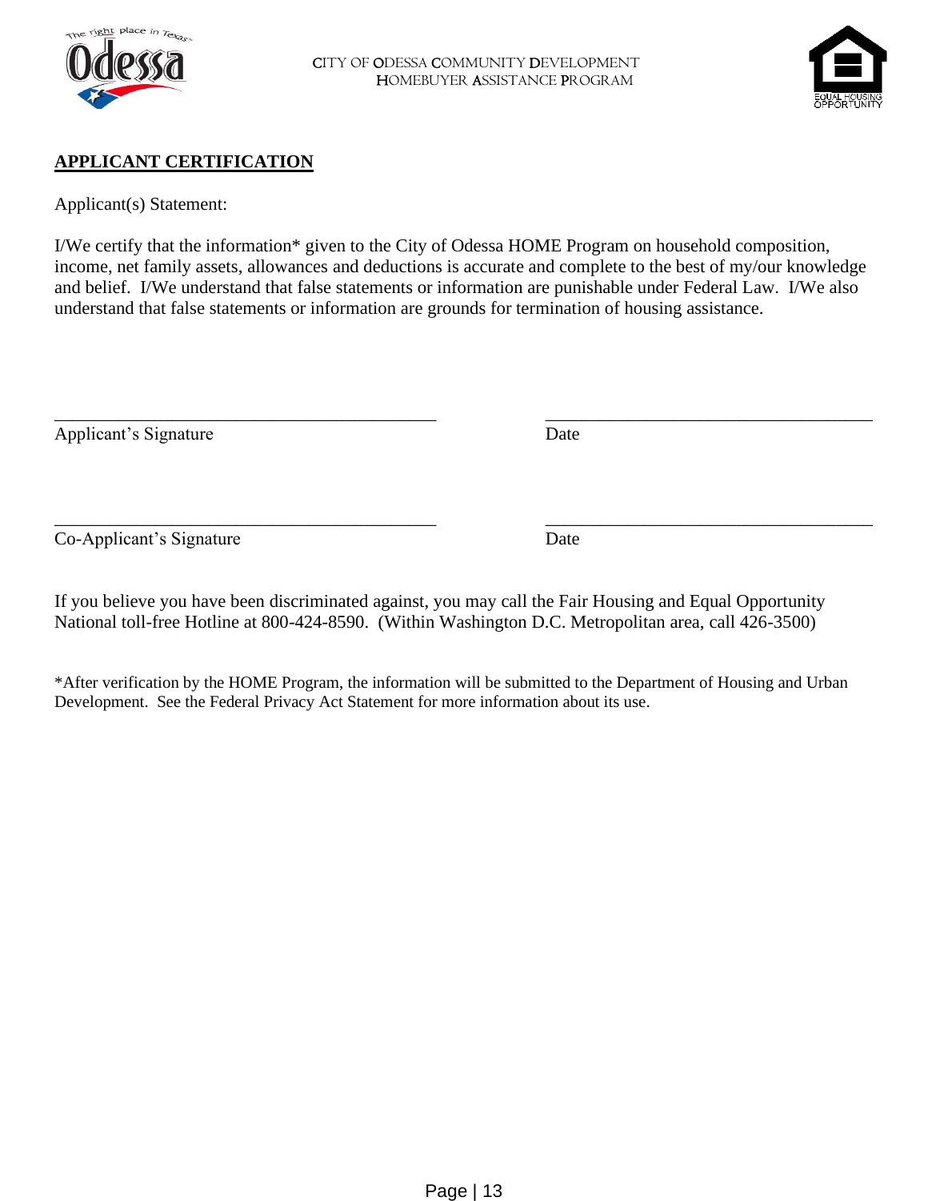CITY OF ODESSA COMMUNITY DEVELOPMENT
HOMEBUYER ASSISTANCE PROGRAM

## APPLICANT CERTIFICATION

Applicant(s) Statement:

I/We certify that the information* given to the City of Odessa HOME Program on household composition, income, net family assets, allowances and deductions is accurate and complete to the best of my/our knowledge and belief. I/We understand that false statements or information are punishable under Federal Law. I/We also understand that false statements or information are grounds for termination of housing assistance.

| ___________________________________ | ___________________________________ |
| --- | --- |
| Applicant's Signature | Date |
| ___________________________________ | ___________________________________ |
| Co-Applicant's Signature | Date |

If you believe you have been discriminated against, you may call the Fair Housing and Equal Opportunity National toll-free Hotline at 800-424-8590. (Within Washington D.C. Metropolitan area, call 426-3500)

*After verification by the HOME Program, the information will be submitted to the Department of Housing and Urban Development. See the Federal Privacy Act Statement for more information about its use.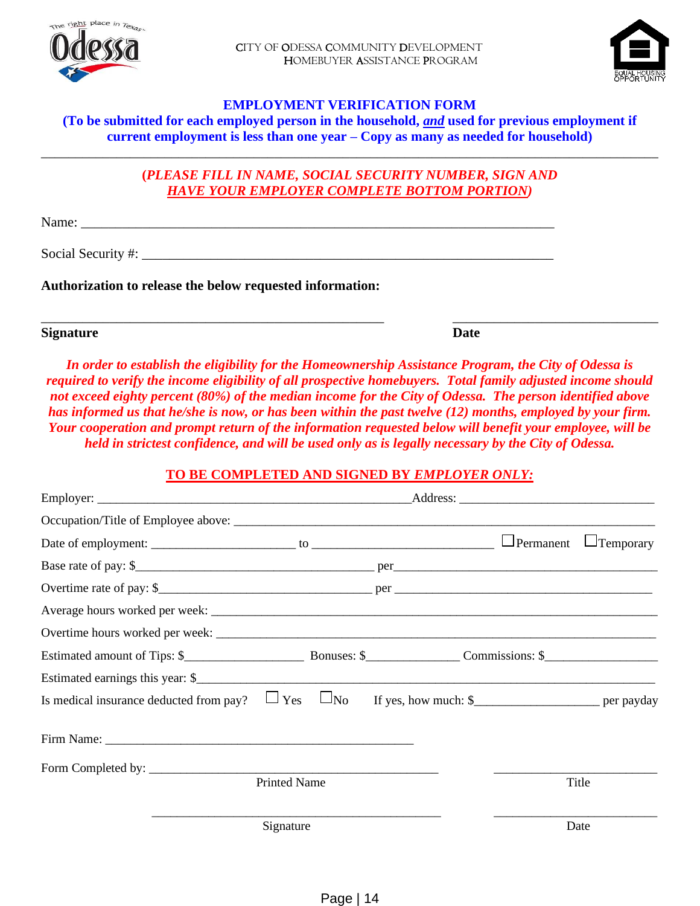CITY OF ODESSA COMMUNITY DEVELOPMENT
HOMEBUYER ASSISTANCE PROGRAM

## EMPLOYMENT VERIFICATION FORM

**(To be submitted for each employed person in the household, *and* used for previous employment if current employment is less than one year – Copy as many as needed for household)**

***(PLEASE FILL IN NAME, SOCIAL SECURITY NUMBER, SIGN AND HAVE YOUR EMPLOYER COMPLETE BOTTOM PORTION)***

Name: ___________________________________________________________________________

Social Security #: _____________________________________________________________

**Authorization to release the below requested information:**

_____________________________________________________ _______________________________

**Signature** **Date**

***In order to establish the eligibility for the Homeownership Assistance Program, the City of Odessa is required to verify the income eligibility of all prospective homebuyers. Total family adjusted income should not exceed eighty percent (80%) of the median income for the City of Odessa. The person identified above has informed us that he/she is now, or has been within the past twelve (12) months, employed by your firm. Your cooperation and prompt return of the information requested below will benefit your employee, will be held in strictest confidence, and will be used only as is legally necessary by the City of Odessa.***

**TO BE COMPLETED AND SIGNED BY *EMPLOYER ONLY:***

Employer: _________________________________________________Address: _____________________________

Occupation/Title of Employee above: _______________________________________________________________

Date of employment: ______________________ to ____________________________ ☐ Permanent ☐ Temporary

Base rate of pay: $____________________________________ per_________________________________________

Overtime rate of pay: $________________________________ per ________________________________________

Average hours worked per week: __________________________________________________________________

Overtime hours worked per week: _________________________________________________________________

Estimated amount of Tips: $__________________ Bonuses: $______________ Commissions: $_________________

Estimated earnings this year: $____________________________________________________________________

Is medical insurance deducted from pay? ☐ Yes ☐ No If yes, how much: $___________________ per payday

Firm Name: ________________________________________________

Form Completed by: ______________________________________________ _________________________

Printed Name Title

______________________________________________ _________________________

Signature Date